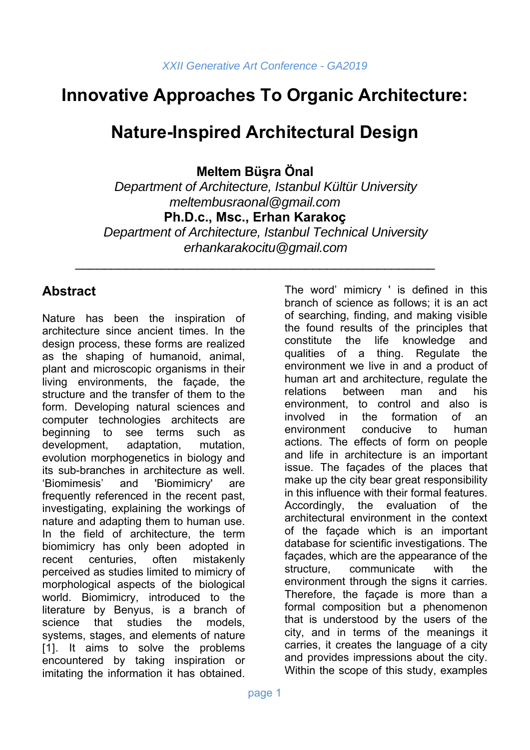# Innovative Approaches To Organic Architecture:

# Nature-Inspired Architectural Design

**Meltem Büşra Önal**
*Department of Architecture, Istanbul Kültür University*
*meltembusraonal@gmail.com*
**Ph.D.c., Msc., Erhan Karakoç**
*Department of Architecture, Istanbul Technical University*
*erhankarakocitu@gmail.com*

---

## Abstract

Nature has been the inspiration of architecture since ancient times. In the design process, these forms are realized as the shaping of humanoid, animal, plant and microscopic organisms in their living environments, the façade, the structure and the transfer of them to the form. Developing natural sciences and computer technologies architects are beginning to see terms such as development, adaptation, mutation, evolution morphogenetics in biology and its sub-branches in architecture as well. 'Biomimesis' and 'Biomimicry' are frequently referenced in the recent past, investigating, explaining the workings of nature and adapting them to human use. In the field of architecture, the term biomimicry has only been adopted in recent centuries, often mistakenly perceived as studies limited to mimicry of morphological aspects of the biological world. Biomimicry, introduced to the literature by Benyus, is a branch of science that studies the models, systems, stages, and elements of nature [1]. It aims to solve the problems encountered by taking inspiration or imitating the information it has obtained. The word' mimicry ' is defined in this branch of science as follows; it is an act of searching, finding, and making visible the found results of the principles that constitute the life knowledge and qualities of a thing. Regulate the environment we live in and a product of human art and architecture, regulate the relations between man and his environment, to control and also is involved in the formation of an environment conducive to human actions. The effects of form on people and life in architecture is an important issue. The façades of the places that make up the city bear great responsibility in this influence with their formal features. Accordingly, the evaluation of the architectural environment in the context of the façade which is an important database for scientific investigations. The façades, which are the appearance of the structure, communicate with the environment through the signs it carries. Therefore, the façade is more than a formal composition but a phenomenon that is understood by the users of the city, and in terms of the meanings it carries, it creates the language of a city and provides impressions about the city. Within the scope of this study, examples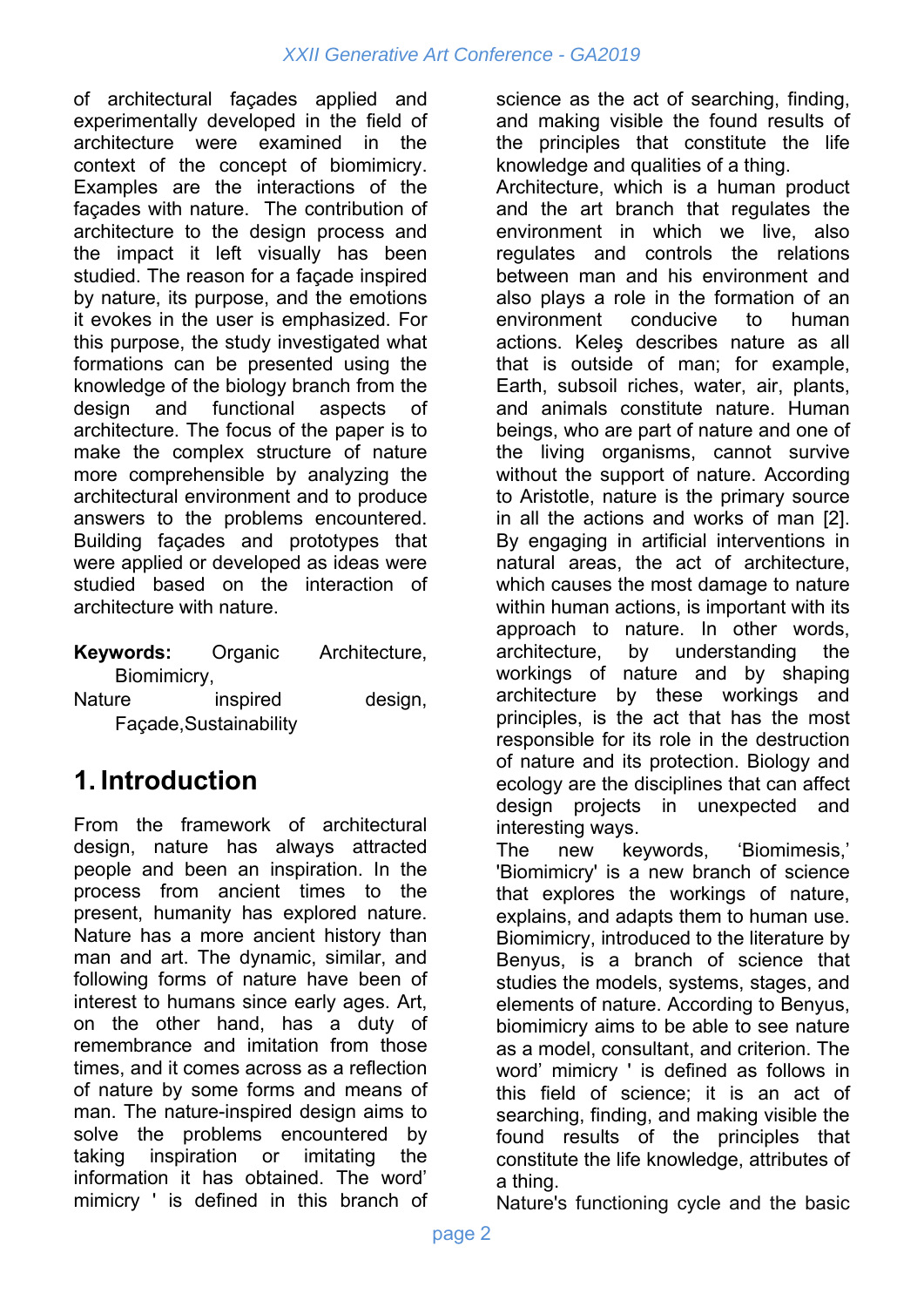of architectural façades applied and experimentally developed in the field of architecture were examined in the context of the concept of biomimicry. Examples are the interactions of the façades with nature. The contribution of architecture to the design process and the impact it left visually has been studied. The reason for a façade inspired by nature, its purpose, and the emotions it evokes in the user is emphasized. For this purpose, the study investigated what formations can be presented using the knowledge of the biology branch from the design and functional aspects of architecture. The focus of the paper is to make the complex structure of nature more comprehensible by analyzing the architectural environment and to produce answers to the problems encountered. Building façades and prototypes that were applied or developed as ideas were studied based on the interaction of architecture with nature.

**Keywords:** Organic Architecture, Biomimicry, Nature inspired design, Façade,Sustainability

# 1. Introduction

From the framework of architectural design, nature has always attracted people and been an inspiration. In the process from ancient times to the present, humanity has explored nature. Nature has a more ancient history than man and art. The dynamic, similar, and following forms of nature have been of interest to humans since early ages. Art, on the other hand, has a duty of remembrance and imitation from those times, and it comes across as a reflection of nature by some forms and means of man. The nature-inspired design aims to solve the problems encountered by taking inspiration or imitating the information it has obtained. The word' mimicry ' is defined in this branch of science as the act of searching, finding, and making visible the found results of the principles that constitute the life knowledge and qualities of a thing.

Architecture, which is a human product and the art branch that regulates the environment in which we live, also regulates and controls the relations between man and his environment and also plays a role in the formation of an environment conducive to human actions. Keleş describes nature as all that is outside of man; for example, Earth, subsoil riches, water, air, plants, and animals constitute nature. Human beings, who are part of nature and one of the living organisms, cannot survive without the support of nature. According to Aristotle, nature is the primary source in all the actions and works of man [2]. By engaging in artificial interventions in natural areas, the act of architecture, which causes the most damage to nature within human actions, is important with its approach to nature. In other words, architecture, by understanding the workings of nature and by shaping architecture by these workings and principles, is the act that has the most responsible for its role in the destruction of nature and its protection. Biology and ecology are the disciplines that can affect design projects in unexpected and interesting ways.

The new keywords, 'Biomimesis,' 'Biomimicry' is a new branch of science that explores the workings of nature, explains, and adapts them to human use. Biomimicry, introduced to the literature by Benyus, is a branch of science that studies the models, systems, stages, and elements of nature. According to Benyus, biomimicry aims to be able to see nature as a model, consultant, and criterion. The word' mimicry ' is defined as follows in this field of science; it is an act of searching, finding, and making visible the found results of the principles that constitute the life knowledge, attributes of a thing.

Nature's functioning cycle and the basic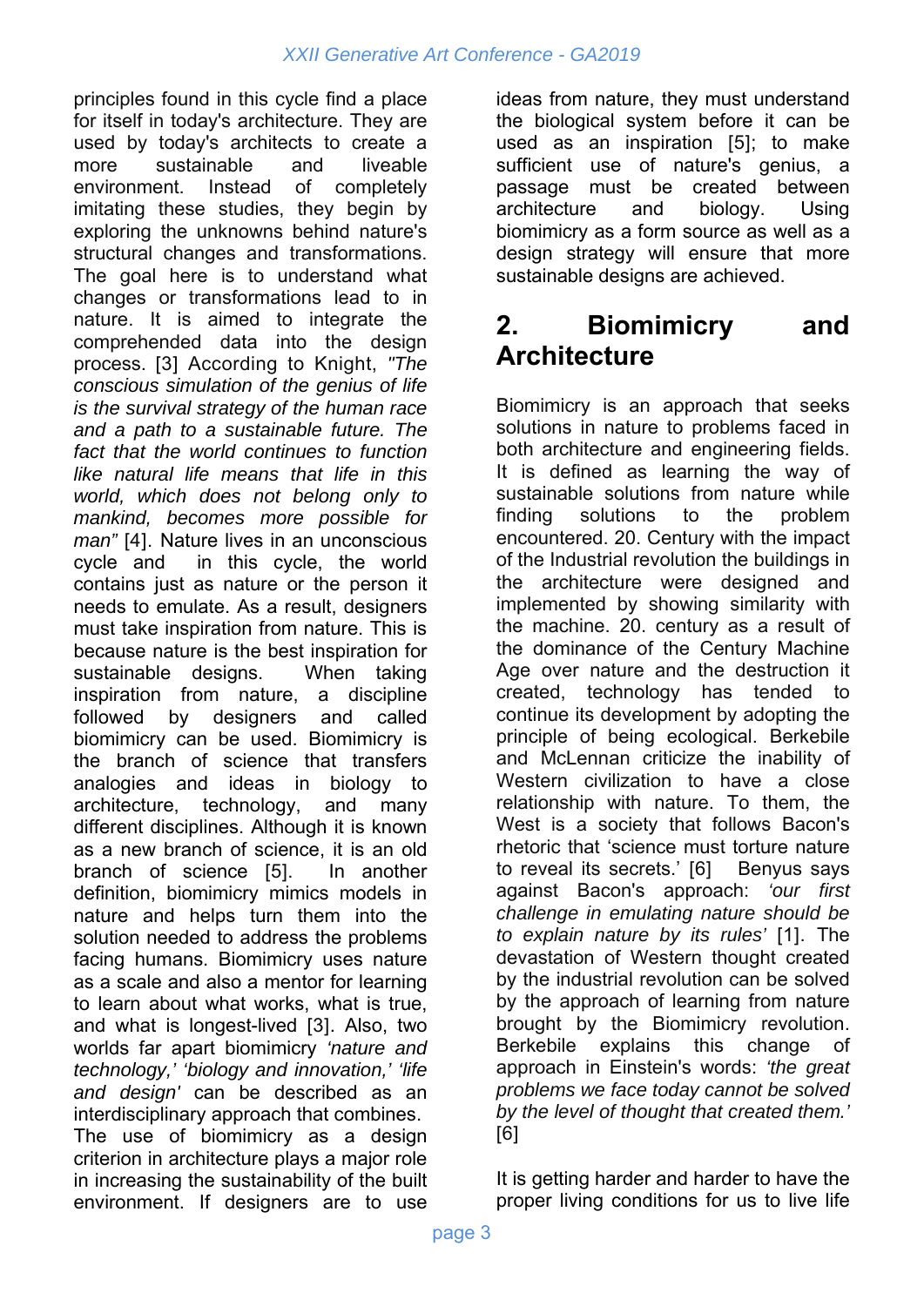principles found in this cycle find a place for itself in today's architecture. They are used by today's architects to create a more sustainable and liveable environment. Instead of completely imitating these studies, they begin by exploring the unknowns behind nature's structural changes and transformations. The goal here is to understand what changes or transformations lead to in nature. It is aimed to integrate the comprehended data into the design process. [3] According to Knight, *"The conscious simulation of the genius of life is the survival strategy of the human race and a path to a sustainable future. The fact that the world continues to function like natural life means that life in this world, which does not belong only to mankind, becomes more possible for man"* [4]. Nature lives in an unconscious cycle and in this cycle, the world contains just as nature or the person it needs to emulate. As a result, designers must take inspiration from nature. This is because nature is the best inspiration for sustainable designs. When taking inspiration from nature, a discipline followed by designers and called biomimicry can be used. Biomimicry is the branch of science that transfers analogies and ideas in biology to architecture, technology, and many different disciplines. Although it is known as a new branch of science, it is an old branch of science [5]. In another definition, biomimicry mimics models in nature and helps turn them into the solution needed to address the problems facing humans. Biomimicry uses nature as a scale and also a mentor for learning to learn about what works, what is true, and what is longest-lived [3]. Also, two worlds far apart biomimicry *'nature and technology,' 'biology and innovation,' 'life and design'* can be described as an interdisciplinary approach that combines. The use of biomimicry as a design criterion in architecture plays a major role in increasing the sustainability of the built environment. If designers are to use ideas from nature, they must understand the biological system before it can be used as an inspiration [5]; to make sufficient use of nature's genius, a passage must be created between architecture and biology. Using biomimicry as a form source as well as a design strategy will ensure that more sustainable designs are achieved.

## 2. Biomimicry and Architecture

Biomimicry is an approach that seeks solutions in nature to problems faced in both architecture and engineering fields. It is defined as learning the way of sustainable solutions from nature while finding solutions to the problem encountered. 20. Century with the impact of the Industrial revolution the buildings in the architecture were designed and implemented by showing similarity with the machine. 20. century as a result of the dominance of the Century Machine Age over nature and the destruction it created, technology has tended to continue its development by adopting the principle of being ecological. Berkebile and McLennan criticize the inability of Western civilization to have a close relationship with nature. To them, the West is a society that follows Bacon's rhetoric that 'science must torture nature to reveal its secrets.' [6] Benyus says against Bacon's approach: *'our first challenge in emulating nature should be to explain nature by its rules'* [1]. The devastation of Western thought created by the industrial revolution can be solved by the approach of learning from nature brought by the Biomimicry revolution. Berkebile explains this change of approach in Einstein's words: *'the great problems we face today cannot be solved by the level of thought that created them.'* [6]

It is getting harder and harder to have the proper living conditions for us to live life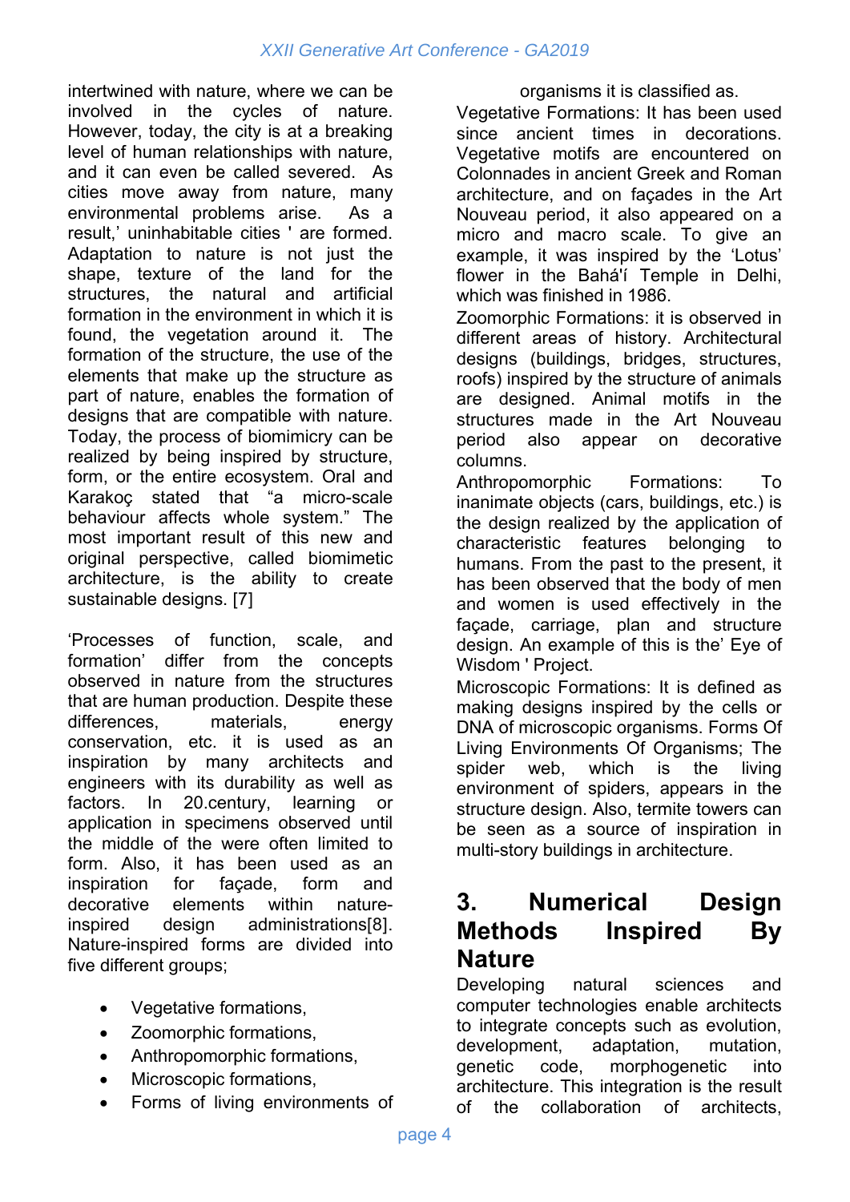intertwined with nature, where we can be involved in the cycles of nature. However, today, the city is at a breaking level of human relationships with nature, and it can even be called severed. As cities move away from nature, many environmental problems arise. As a result,' uninhabitable cities ' are formed. Adaptation to nature is not just the shape, texture of the land for the structures, the natural and artificial formation in the environment in which it is found, the vegetation around it. The formation of the structure, the use of the elements that make up the structure as part of nature, enables the formation of designs that are compatible with nature. Today, the process of biomimicry can be realized by being inspired by structure, form, or the entire ecosystem. Oral and Karakoç stated that "a micro-scale behaviour affects whole system." The most important result of this new and original perspective, called biomimetic architecture, is the ability to create sustainable designs. [7]

'Processes of function, scale, and formation' differ from the concepts observed in nature from the structures that are human production. Despite these differences, materials, energy conservation, etc. it is used as an inspiration by many architects and engineers with its durability as well as factors. In 20.century, learning or application in specimens observed until the middle of the were often limited to form. Also, it has been used as an inspiration for façade, form and decorative elements within nature-inspired design administrations[8]. Nature-inspired forms are divided into five different groups;

- Vegetative formations,
- Zoomorphic formations,
- Anthropomorphic formations,
- Microscopic formations,
- Forms of living environments of organisms it is classified as.

Vegetative Formations: It has been used since ancient times in decorations. Vegetative motifs are encountered on Colonnades in ancient Greek and Roman architecture, and on façades in the Art Nouveau period, it also appeared on a micro and macro scale. To give an example, it was inspired by the 'Lotus' flower in the Bahá'í Temple in Delhi, which was finished in 1986.

Zoomorphic Formations: it is observed in different areas of history. Architectural designs (buildings, bridges, structures, roofs) inspired by the structure of animals are designed. Animal motifs in the structures made in the Art Nouveau period also appear on decorative columns.

Anthropomorphic Formations: To inanimate objects (cars, buildings, etc.) is the design realized by the application of characteristic features belonging to humans. From the past to the present, it has been observed that the body of men and women is used effectively in the façade, carriage, plan and structure design. An example of this is the' Eye of Wisdom ' Project.

Microscopic Formations: It is defined as making designs inspired by the cells or DNA of microscopic organisms. Forms Of Living Environments Of Organisms; The spider web, which is the living environment of spiders, appears in the structure design. Also, termite towers can be seen as a source of inspiration in multi-story buildings in architecture.

## 3. Numerical Design Methods Inspired By Nature

Developing natural sciences and computer technologies enable architects to integrate concepts such as evolution, development, adaptation, mutation, genetic code, morphogenetic into architecture. This integration is the result of the collaboration of architects,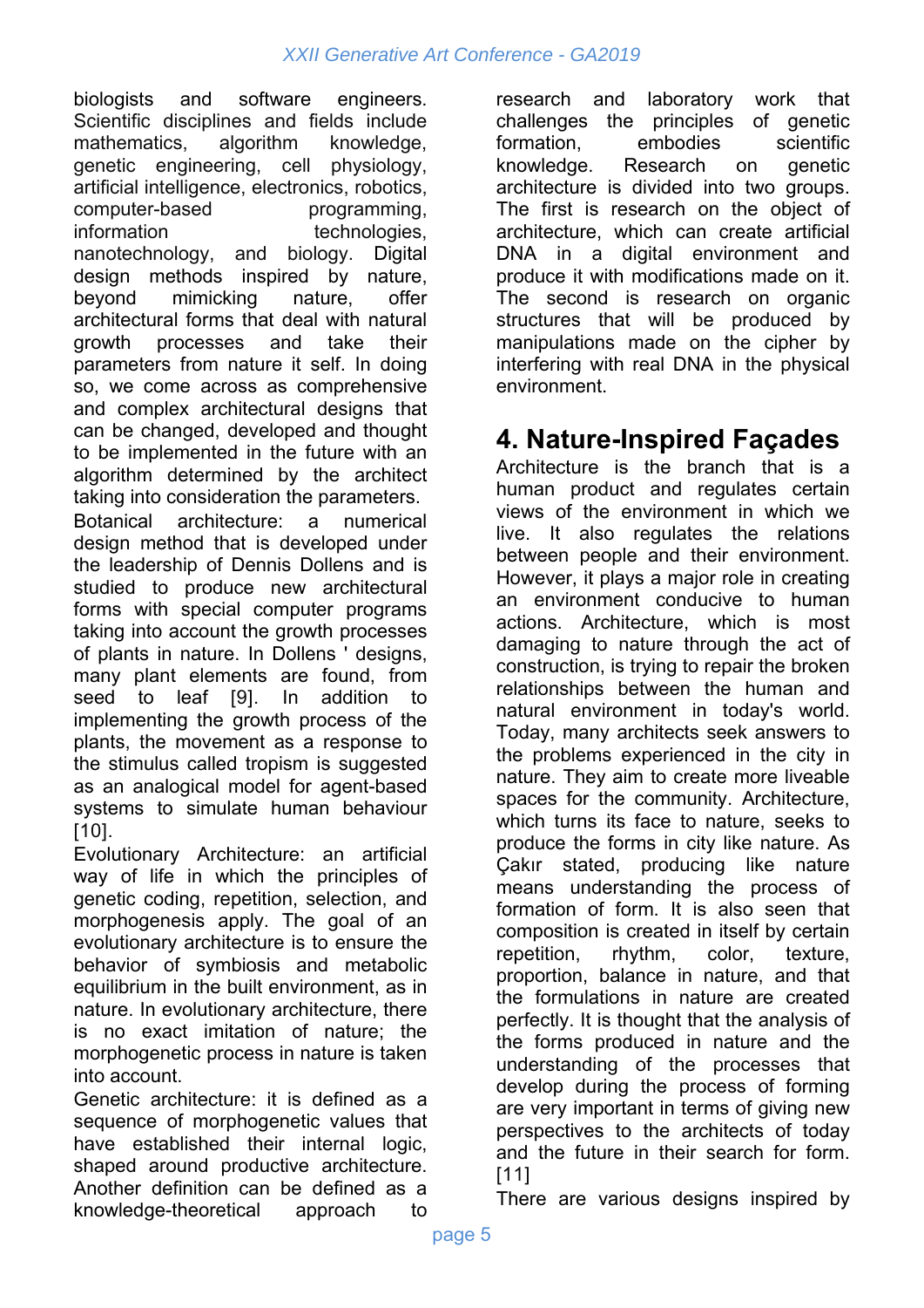biologists and software engineers. Scientific disciplines and fields include mathematics, algorithm knowledge, genetic engineering, cell physiology, artificial intelligence, electronics, robotics, computer-based programming, information technologies, nanotechnology, and biology. Digital design methods inspired by nature, beyond mimicking nature, offer architectural forms that deal with natural growth processes and take their parameters from nature it self. In doing so, we come across as comprehensive and complex architectural designs that can be changed, developed and thought to be implemented in the future with an algorithm determined by the architect taking into consideration the parameters.

Botanical architecture: a numerical design method that is developed under the leadership of Dennis Dollens and is studied to produce new architectural forms with special computer programs taking into account the growth processes of plants in nature. In Dollens ' designs, many plant elements are found, from seed to leaf [9]. In addition to implementing the growth process of the plants, the movement as a response to the stimulus called tropism is suggested as an analogical model for agent-based systems to simulate human behaviour [10].

Evolutionary Architecture: an artificial way of life in which the principles of genetic coding, repetition, selection, and morphogenesis apply. The goal of an evolutionary architecture is to ensure the behavior of symbiosis and metabolic equilibrium in the built environment, as in nature. In evolutionary architecture, there is no exact imitation of nature; the morphogenetic process in nature is taken into account.

Genetic architecture: it is defined as a sequence of morphogenetic values that have established their internal logic, shaped around productive architecture. Another definition can be defined as a knowledge-theoretical approach to research and laboratory work that challenges the principles of genetic formation, embodies scientific knowledge. Research on genetic architecture is divided into two groups. The first is research on the object of architecture, which can create artificial DNA in a digital environment and produce it with modifications made on it. The second is research on organic structures that will be produced by manipulations made on the cipher by interfering with real DNA in the physical environment.

## 4. Nature-Inspired Façades

Architecture is the branch that is a human product and regulates certain views of the environment in which we live. It also regulates the relations between people and their environment. However, it plays a major role in creating an environment conducive to human actions. Architecture, which is most damaging to nature through the act of construction, is trying to repair the broken relationships between the human and natural environment in today's world. Today, many architects seek answers to the problems experienced in the city in nature. They aim to create more liveable spaces for the community. Architecture, which turns its face to nature, seeks to produce the forms in city like nature. As Çakır stated, producing like nature means understanding the process of formation of form. It is also seen that composition is created in itself by certain repetition, rhythm, color, texture, proportion, balance in nature, and that the formulations in nature are created perfectly. It is thought that the analysis of the forms produced in nature and the understanding of the processes that develop during the process of forming are very important in terms of giving new perspectives to the architects of today and the future in their search for form. [11]

There are various designs inspired by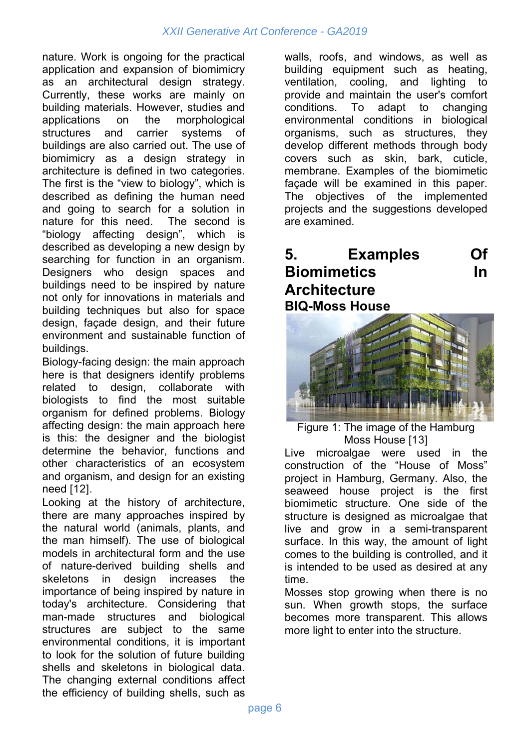nature. Work is ongoing for the practical application and expansion of biomimicry as an architectural design strategy. Currently, these works are mainly on building materials. However, studies and applications on the morphological structures and carrier systems of buildings are also carried out. The use of biomimicry as a design strategy in architecture is defined in two categories. The first is the "view to biology", which is described as defining the human need and going to search for a solution in nature for this need. The second is "biology affecting design", which is described as developing a new design by searching for function in an organism. Designers who design spaces and buildings need to be inspired by nature not only for innovations in materials and building techniques but also for space design, façade design, and their future environment and sustainable function of buildings.

Biology-facing design: the main approach here is that designers identify problems related to design, collaborate with biologists to find the most suitable organism for defined problems. Biology affecting design: the main approach here is this: the designer and the biologist determine the behavior, functions and other characteristics of an ecosystem and organism, and design for an existing need [12].

Looking at the history of architecture, there are many approaches inspired by the natural world (animals, plants, and the man himself). The use of biological models in architectural form and the use of nature-derived building shells and skeletons in design increases the importance of being inspired by nature in today's architecture. Considering that man-made structures and biological structures are subject to the same environmental conditions, it is important to look for the solution of future building shells and skeletons in biological data. The changing external conditions affect the efficiency of building shells, such as walls, roofs, and windows, as well as building equipment such as heating, ventilation, cooling, and lighting to provide and maintain the user's comfort conditions. To adapt to changing environmental conditions in biological organisms, such as structures, they develop different methods through body covers such as skin, bark, cuticle, membrane. Examples of the biomimetic façade will be examined in this paper. The objectives of the implemented projects and the suggestions developed are examined.

## 5. Examples Of Biomimetics In Architecture

### BIQ-Moss House

Figure 1: The image of the Hamburg Moss House [13]

Live microalgae were used in the construction of the "House of Moss" project in Hamburg, Germany. Also, the seaweed house project is the first biomimetic structure. One side of the structure is designed as microalgae that live and grow in a semi-transparent surface. In this way, the amount of light comes to the building is controlled, and it is intended to be used as desired at any time.

Mosses stop growing when there is no sun. When growth stops, the surface becomes more transparent. This allows more light to enter into the structure.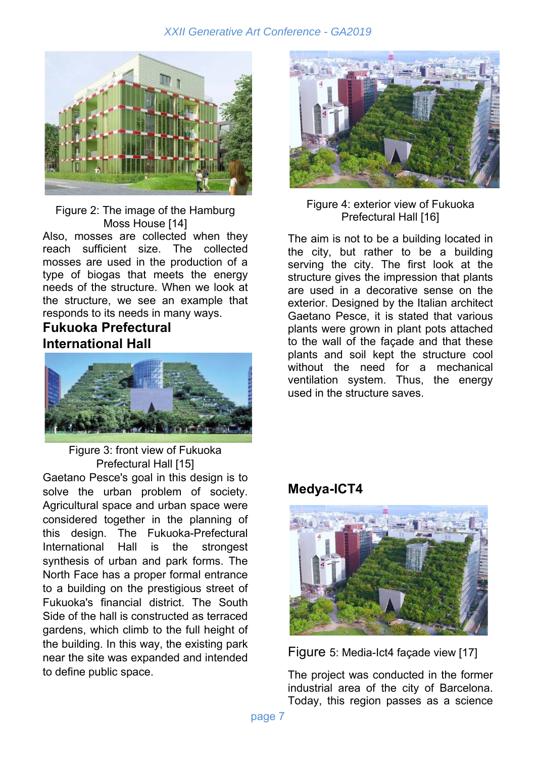Figure 2: The image of the Hamburg Moss House [14]

Also, mosses are collected when they reach sufficient size. The collected mosses are used in the production of a type of biogas that meets the energy needs of the structure. When we look at the structure, we see an example that responds to its needs in many ways.

## Fukuoka Prefectural International Hall

Figure 3: front view of Fukuoka Prefectural Hall [15]

Gaetano Pesce's goal in this design is to solve the urban problem of society. Agricultural space and urban space were considered together in the planning of this design. The Fukuoka-Prefectural International Hall is the strongest synthesis of urban and park forms. The North Face has a proper formal entrance to a building on the prestigious street of Fukuoka's financial district. The South Side of the hall is constructed as terraced gardens, which climb to the full height of the building. In this way, the existing park near the site was expanded and intended to define public space.

Figure 4: exterior view of Fukuoka Prefectural Hall [16]

The aim is not to be a building located in the city, but rather to be a building serving the city. The first look at the structure gives the impression that plants are used in a decorative sense on the exterior. Designed by the Italian architect Gaetano Pesce, it is stated that various plants were grown in plant pots attached to the wall of the façade and that these plants and soil kept the structure cool without the need for a mechanical ventilation system. Thus, the energy used in the structure saves.

## Medya-ICT4

Figure 5: Media-Ict4 façade view [17]

The project was conducted in the former industrial area of the city of Barcelona. Today, this region passes as a science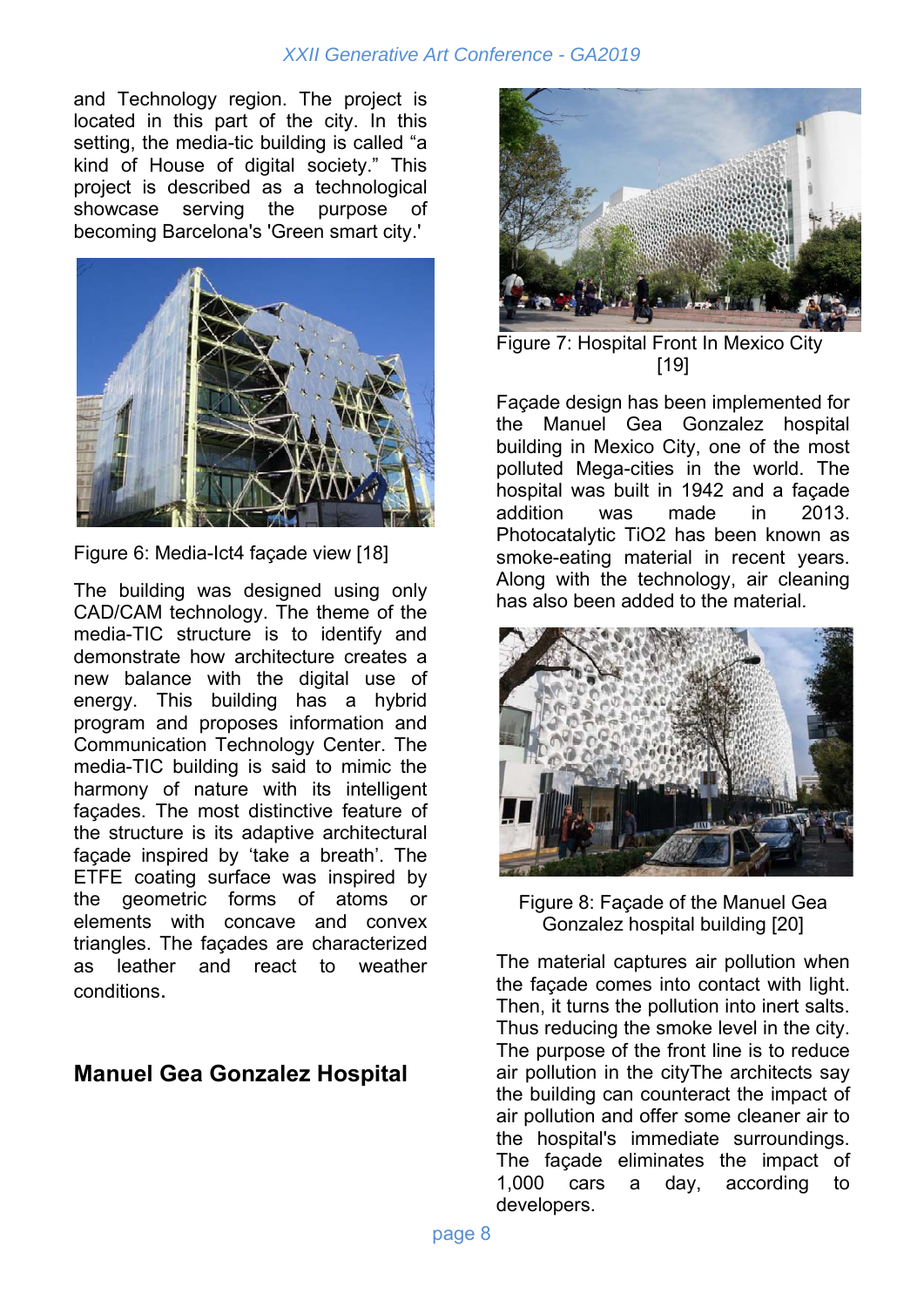and Technology region. The project is located in this part of the city. In this setting, the media-tic building is called "a kind of House of digital society." This project is described as a technological showcase serving the purpose of becoming Barcelona's 'Green smart city.'

Figure 6: Media-Ict4 façade view [18]

The building was designed using only CAD/CAM technology. The theme of the media-TIC structure is to identify and demonstrate how architecture creates a new balance with the digital use of energy. This building has a hybrid program and proposes information and Communication Technology Center. The media-TIC building is said to mimic the harmony of nature with its intelligent façades. The most distinctive feature of the structure is its adaptive architectural façade inspired by 'take a breath'. The ETFE coating surface was inspired by the geometric forms of atoms or elements with concave and convex triangles. The façades are characterized as leather and react to weather conditions.

## Manuel Gea Gonzalez Hospital

Figure 7: Hospital Front In Mexico City [19]

Façade design has been implemented for the Manuel Gea Gonzalez hospital building in Mexico City, one of the most polluted Mega-cities in the world. The hospital was built in 1942 and a façade addition was made in 2013. Photocatalytic $TiO_2$ has been known as smoke-eating material in recent years. Along with the technology, air cleaning has also been added to the material.

Figure 8: Façade of the Manuel Gea Gonzalez hospital building [20]

The material captures air pollution when the façade comes into contact with light. Then, it turns the pollution into inert salts. Thus reducing the smoke level in the city. The purpose of the front line is to reduce air pollution in the cityThe architects say the building can counteract the impact of air pollution and offer some cleaner air to the hospital's immediate surroundings. The façade eliminates the impact of 1,000 cars a day, according to developers.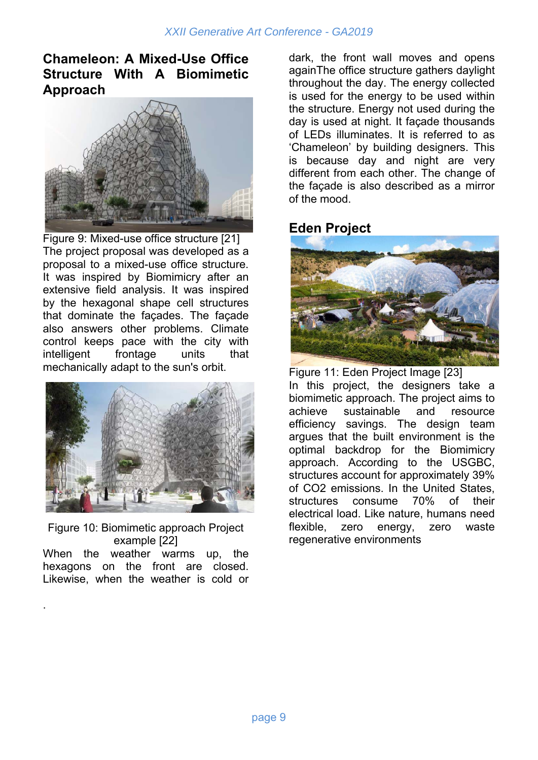## Chameleon: A Mixed-Use Office Structure With A Biomimetic Approach

Figure 9: Mixed-use office structure [21]

The project proposal was developed as a proposal to a mixed-use office structure. It was inspired by Biomimicry after an extensive field analysis. It was inspired by the hexagonal shape cell structures that dominate the façades. The façade also answers other problems. Climate control keeps pace with the city with intelligent frontage units that mechanically adapt to the sun's orbit.

Figure 10: Biomimetic approach Project example [22]

When the weather warms up, the hexagons on the front are closed. Likewise, when the weather is cold or dark, the front wall moves and opens againThe office structure gathers daylight throughout the day. The energy collected is used for the energy to be used within the structure. Energy not used during the day is used at night. It façade thousands of LEDs illuminates. It is referred to as 'Chameleon' by building designers. This is because day and night are very different from each other. The change of the façade is also described as a mirror of the mood.

.

## Eden Project

Figure 11: Eden Project Image [23]

In this project, the designers take a biomimetic approach. The project aims to achieve sustainable and resource efficiency savings. The design team argues that the built environment is the optimal backdrop for the Biomimicry approach. According to the USGBC, structures account for approximately 39% of $CO_2$ emissions. In the United States, structures consume 70% of their electrical load. Like nature, humans need flexible, zero energy, zero waste regenerative environments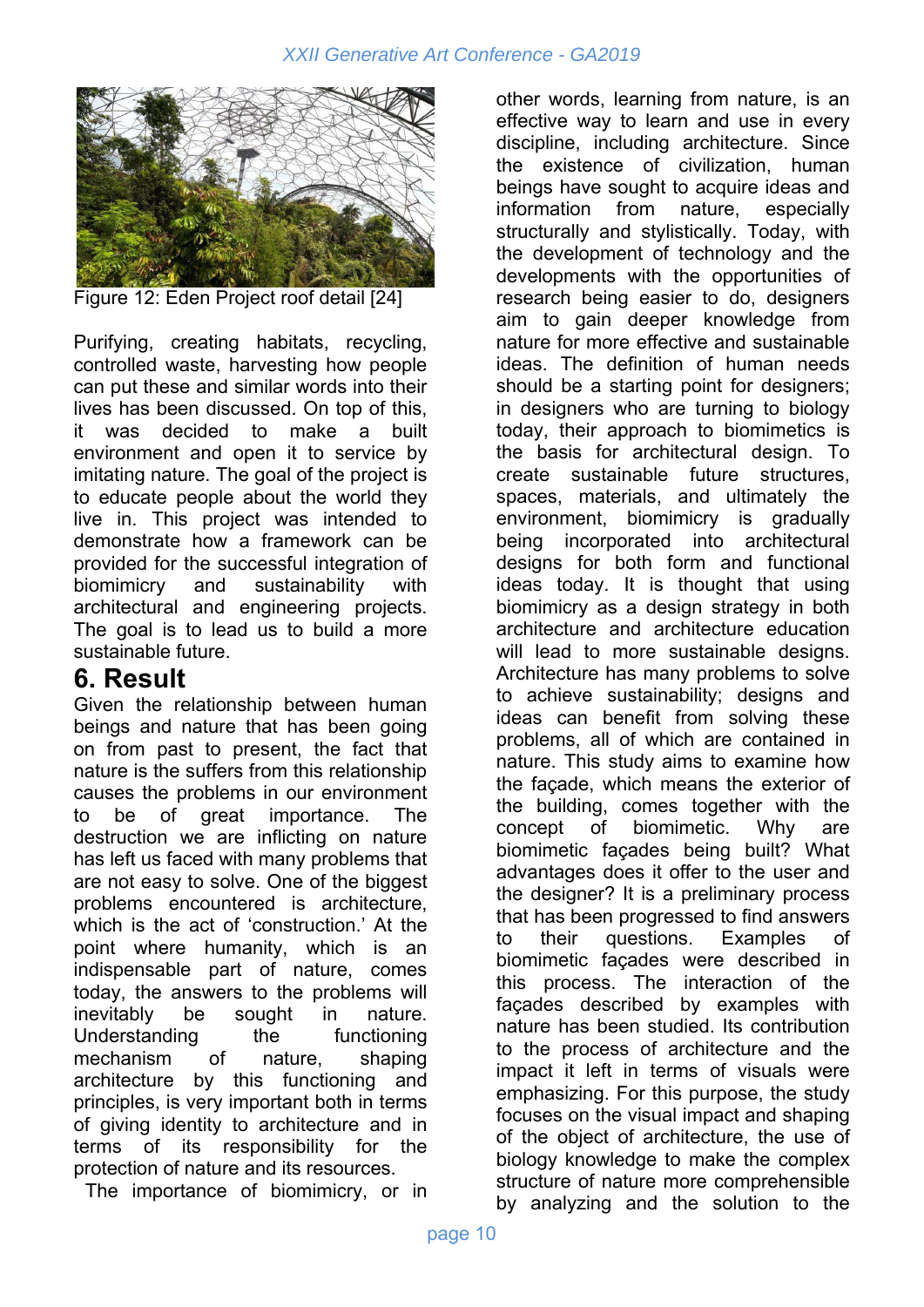Figure 12: Eden Project roof detail [24]

Purifying, creating habitats, recycling, controlled waste, harvesting how people can put these and similar words into their lives has been discussed. On top of this, it was decided to make a built environment and open it to service by imitating nature. The goal of the project is to educate people about the world they live in. This project was intended to demonstrate how a framework can be provided for the successful integration of biomimicry and sustainability with architectural and engineering projects. The goal is to lead us to build a more sustainable future.

## 6. Result

Given the relationship between human beings and nature that has been going on from past to present, the fact that nature is the suffers from this relationship causes the problems in our environment to be of great importance. The destruction we are inflicting on nature has left us faced with many problems that are not easy to solve. One of the biggest problems encountered is architecture, which is the act of 'construction.' At the point where humanity, which is an indispensable part of nature, comes today, the answers to the problems will inevitably be sought in nature. Understanding the functioning mechanism of nature, shaping architecture by this functioning and principles, is very important both in terms of giving identity to architecture and in terms of its responsibility for the protection of nature and its resources.

The importance of biomimicry, or in other words, learning from nature, is an effective way to learn and use in every discipline, including architecture. Since the existence of civilization, human beings have sought to acquire ideas and information from nature, especially structurally and stylistically. Today, with the development of technology and the developments with the opportunities of research being easier to do, designers aim to gain deeper knowledge from nature for more effective and sustainable ideas. The definition of human needs should be a starting point for designers; in designers who are turning to biology today, their approach to biomimetics is the basis for architectural design. To create sustainable future structures, spaces, materials, and ultimately the environment, biomimicry is gradually being incorporated into architectural designs for both form and functional ideas today. It is thought that using biomimicry as a design strategy in both architecture and architecture education will lead to more sustainable designs. Architecture has many problems to solve to achieve sustainability; designs and ideas can benefit from solving these problems, all of which are contained in nature. This study aims to examine how the façade, which means the exterior of the building, comes together with the concept of biomimetic. Why are biomimetic façades being built? What advantages does it offer to the user and the designer? It is a preliminary process that has been progressed to find answers to their questions. Examples of biomimetic façades were described in this process. The interaction of the façades described by examples with nature has been studied. Its contribution to the process of architecture and the impact it left in terms of visuals were emphasizing. For this purpose, the study focuses on the visual impact and shaping of the object of architecture, the use of biology knowledge to make the complex structure of nature more comprehensible by analyzing and the solution to the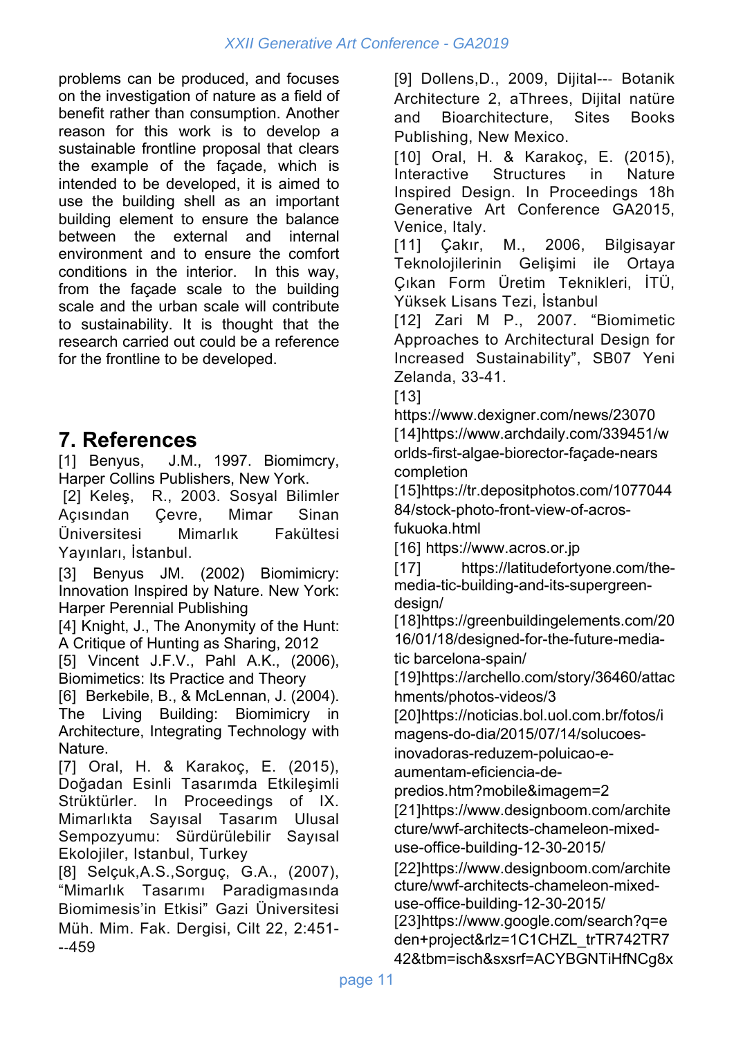problems can be produced, and focuses on the investigation of nature as a field of benefit rather than consumption. Another reason for this work is to develop a sustainable frontline proposal that clears the example of the façade, which is intended to be developed, it is aimed to use the building shell as an important building element to ensure the balance between the external and internal environment and to ensure the comfort conditions in the interior. In this way, from the façade scale to the building scale and the urban scale will contribute to sustainability. It is thought that the research carried out could be a reference for the frontline to be developed.

# 7. References

[1] Benyus, J.M., 1997. Biomimcry, Harper Collins Publishers, New York.

[2] Keleş, R., 2003. Sosyal Bilimler Açısından Çevre, Mimar Sinan Üniversitesi Mimarlık Fakültesi Yayınları, İstanbul.

[3] Benyus JM. (2002) Biomimicry: Innovation Inspired by Nature. New York: Harper Perennial Publishing

[4] Knight, J., The Anonymity of the Hunt: A Critique of Hunting as Sharing, 2012

[5] Vincent J.F.V., Pahl A.K., (2006), Biomimetics: Its Practice and Theory

[6] Berkebile, B., & McLennan, J. (2004). The Living Building: Biomimicry in Architecture, Integrating Technology with Nature.

[7] Oral, H. & Karakoç, E. (2015), Doğadan Esinli Tasarımda Etkileşimli Strüktürler. In Proceedings of IX. Mimarlıkta Sayısal Tasarım Ulusal Sempozyumu: Sürdürülebilir Sayısal Ekolojiler, Istanbul, Turkey

[8] Selçuk,A.S.,Sorguç, G.A., (2007), "Mimarlık Tasarımı Paradigmasında Biomimesis'in Etkisi" Gazi Üniversitesi Müh. Mim. Fak. Dergisi, Cilt 22, 2:451---459

[9] Dollens,D., 2009, Dijital--- Botanik Architecture 2, aThrees, Dijital natüre and Bioarchitecture, Sites Books Publishing, New Mexico.

[10] Oral, H. & Karakoç, E. (2015), Interactive Structures in Nature Inspired Design. In Proceedings 18h Generative Art Conference GA2015, Venice, Italy.

[11] Çakır, M., 2006, Bilgisayar Teknolojilerinin Gelişimi ile Ortaya Çıkan Form Üretim Teknikleri, İTÜ, Yüksek Lisans Tezi, İstanbul

[12] Zari M P., 2007. "Biomimetic Approaches to Architectural Design for Increased Sustainability", SB07 Yeni Zelanda, 33-41.

[13] https://www.dexigner.com/news/23070

[14]https://www.archdaily.com/339451/worlds-first-algae-biorector-façade-nears completion

[15]https://tr.depositphotos.com/107704484/stock-photo-front-view-of-acros-fukuoka.html

[16] https://www.acros.or.jp

[17] https://latitudefortyone.com/the-media-tic-building-and-its-supergreen-design/

[18]https://greenbuildingelements.com/2016/01/18/designed-for-the-future-media-tic barcelona-spain/

[19]https://archello.com/story/36460/attachments/photos-videos/3

[20]https://noticias.bol.uol.com.br/fotos/imagens-do-dia/2015/07/14/solucoes-inovadoras-reduzem-poluicao-e-aumentam-eficiencia-de-predios.htm?mobile&imagem=2

[21]https://www.designboom.com/architecture/wwf-architects-chameleon-mixed-use-office-building-12-30-2015/

[22]https://www.designboom.com/architecture/wwf-architects-chameleon-mixed-use-office-building-12-30-2015/

[23]https://www.google.com/search?q=eden+project&rlz=1C1CHZL_trTR742TR742&tbm=isch&sxsrf=ACYBGNTiHfNCg8x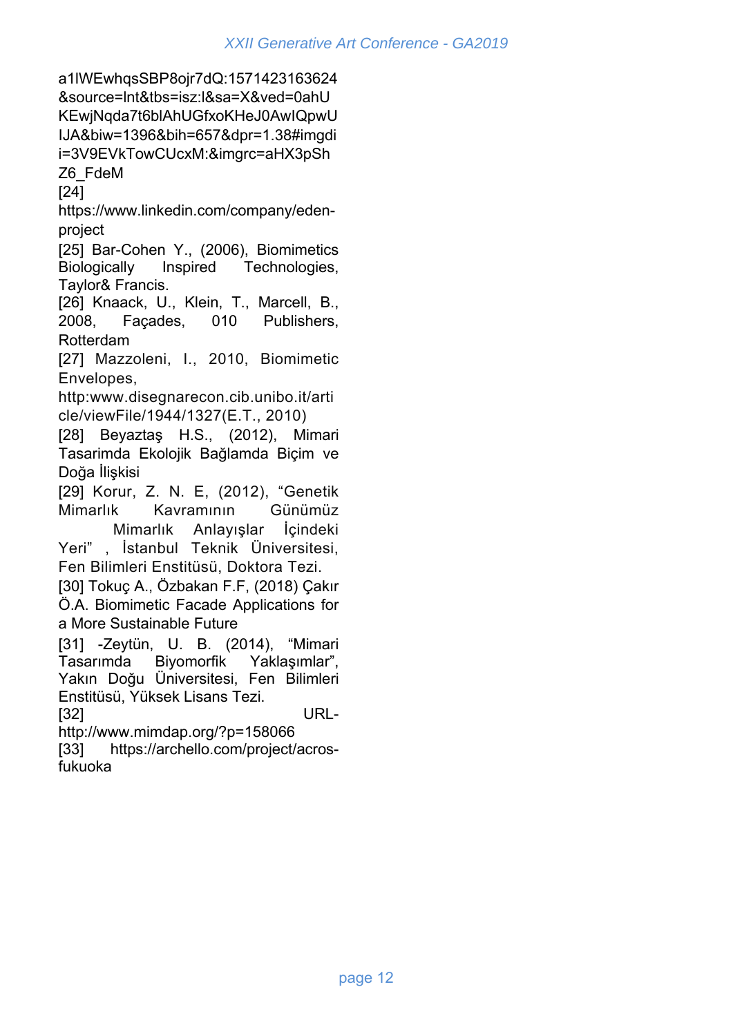a1lWEwhqsSBP8ojr7dQ:1571423163624&source=lnt&tbs=isz:l&sa=X&ved=0ahUKEwjNqda7t6blAhUGfxoKHeJ0AwIQpwUIJA&biw=1396&bih=657&dpr=1.38#imgdii=3V9EVkTowCUcxM:&imgrc=aHX3pShZ6_FdeM

[24] https://www.linkedin.com/company/eden-project

[25] Bar-Cohen Y., (2006), Biomimetics Biologically Inspired Technologies, Taylor& Francis.

[26] Knaack, U., Klein, T., Marcell, B., 2008, Façades, 010 Publishers, Rotterdam

[27] Mazzoleni, I., 2010, Biomimetic Envelopes, http:www.disegnarecon.cib.unibo.it/article/viewFile/1944/1327(E.T., 2010)

[28] Beyaztaş H.S., (2012), Mimari Tasarimda Ekolojik Bağlamda Biçim ve Doğa İlişkisi

[29] Korur, Z. N. E, (2012), "Genetik Mimarlık Kavramının Günümüz Mimarlık Anlayışlar İçindeki Yeri" , İstanbul Teknik Üniversitesi, Fen Bilimleri Enstitüsü, Doktora Tezi.

[30] Tokuç A., Özbakan F.F, (2018) Çakır Ö.A. Biomimetic Facade Applications for a More Sustainable Future

[31] -Zeytün, U. B. (2014), "Mimari Tasarımda Biyomorfik Yaklaşımlar", Yakın Doğu Üniversitesi, Fen Bilimleri Enstitüsü, Yüksek Lisans Tezi.

[32] URL- http://www.mimdap.org/?p=158066

[33] https://archello.com/project/acros-fukuoka